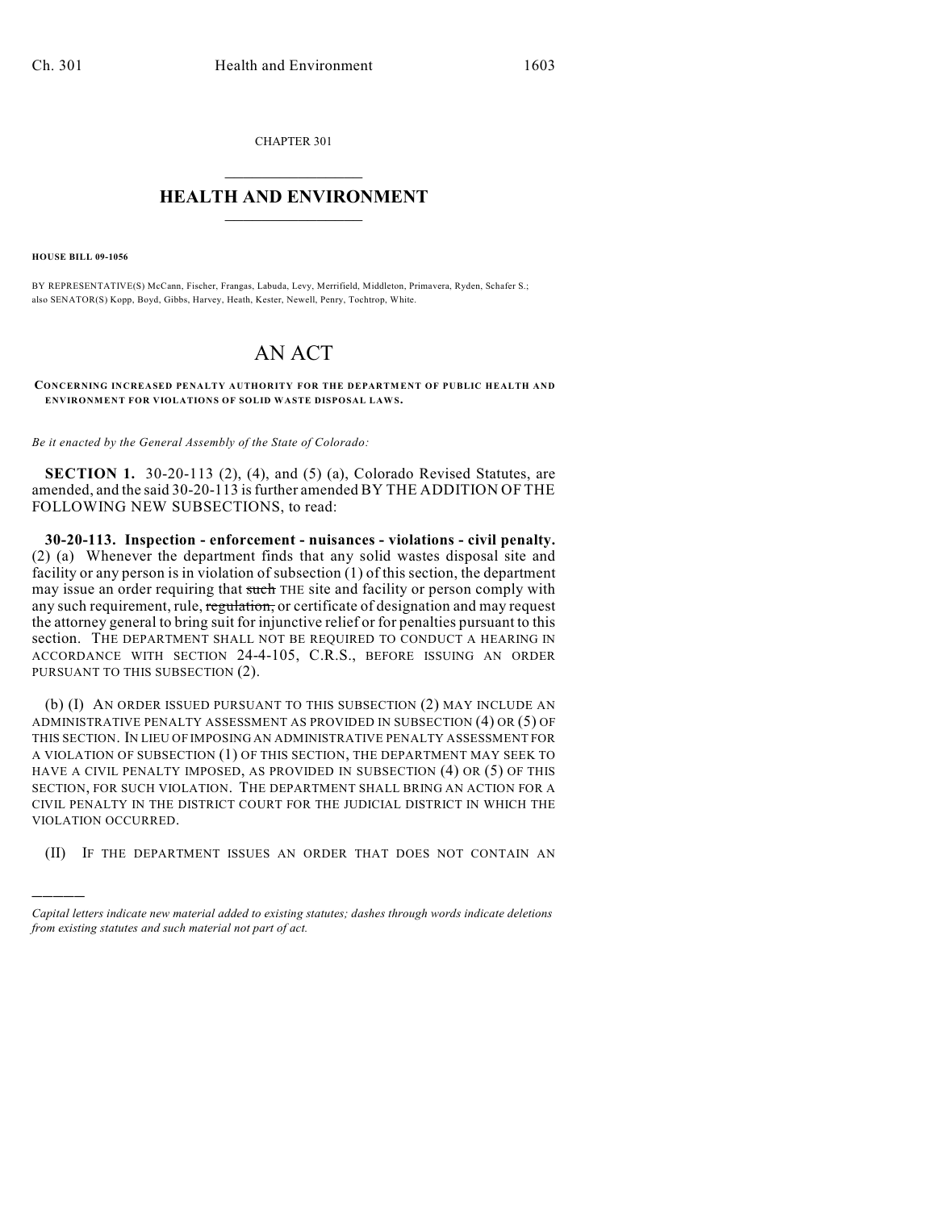CHAPTER 301

# HEALTH AND ENVIRONMENT

**HOUSE BILL 09-1056**

BY REPRESENTATIVE(S) McCann, Fischer, Frangas, Labuda, Levy, Merrifield, Middleton, Primavera, Ryden, Schafer S.; also SENATOR(S) Kopp, Boyd, Gibbs, Harvey, Heath, Kester, Newell, Penry, Tochtrop, White.

# AN ACT

**CONCERNING INCREASED PENALTY AUTHORITY FOR THE DEPARTMENT OF PUBLIC HEALTH AND ENVIRONMENT FOR VIOLATIONS OF SOLID WASTE DISPOSAL LAWS.**

*Be it enacted by the General Assembly of the State of Colorado:*

**SECTION 1.** 30-20-113 (2), (4), and (5) (a), Colorado Revised Statutes, are amended, and the said 30-20-113 is further amended BY THE ADDITION OF THE FOLLOWING NEW SUBSECTIONS, to read:

**30-20-113. Inspection - enforcement - nuisances - violations - civil penalty.** (2) (a) Whenever the department finds that any solid wastes disposal site and facility or any person is in violation of subsection (1) of this section, the department may issue an order requiring that ~~such~~ THE site and facility or person comply with any such requirement, rule, ~~regulation,~~ or certificate of designation and may request the attorney general to bring suit for injunctive relief or for penalties pursuant to this section. THE DEPARTMENT SHALL NOT BE REQUIRED TO CONDUCT A HEARING IN ACCORDANCE WITH SECTION 24-4-105, C.R.S., BEFORE ISSUING AN ORDER PURSUANT TO THIS SUBSECTION (2).

(b) (I) AN ORDER ISSUED PURSUANT TO THIS SUBSECTION (2) MAY INCLUDE AN ADMINISTRATIVE PENALTY ASSESSMENT AS PROVIDED IN SUBSECTION (4) OR (5) OF THIS SECTION. IN LIEU OF IMPOSING AN ADMINISTRATIVE PENALTY ASSESSMENT FOR A VIOLATION OF SUBSECTION (1) OF THIS SECTION, THE DEPARTMENT MAY SEEK TO HAVE A CIVIL PENALTY IMPOSED, AS PROVIDED IN SUBSECTION (4) OR (5) OF THIS SECTION, FOR SUCH VIOLATION. THE DEPARTMENT SHALL BRING AN ACTION FOR A CIVIL PENALTY IN THE DISTRICT COURT FOR THE JUDICIAL DISTRICT IN WHICH THE VIOLATION OCCURRED.

(II) IF THE DEPARTMENT ISSUES AN ORDER THAT DOES NOT CONTAIN AN

---

*Capital letters indicate new material added to existing statutes; dashes through words indicate deletions from existing statutes and such material not part of act.*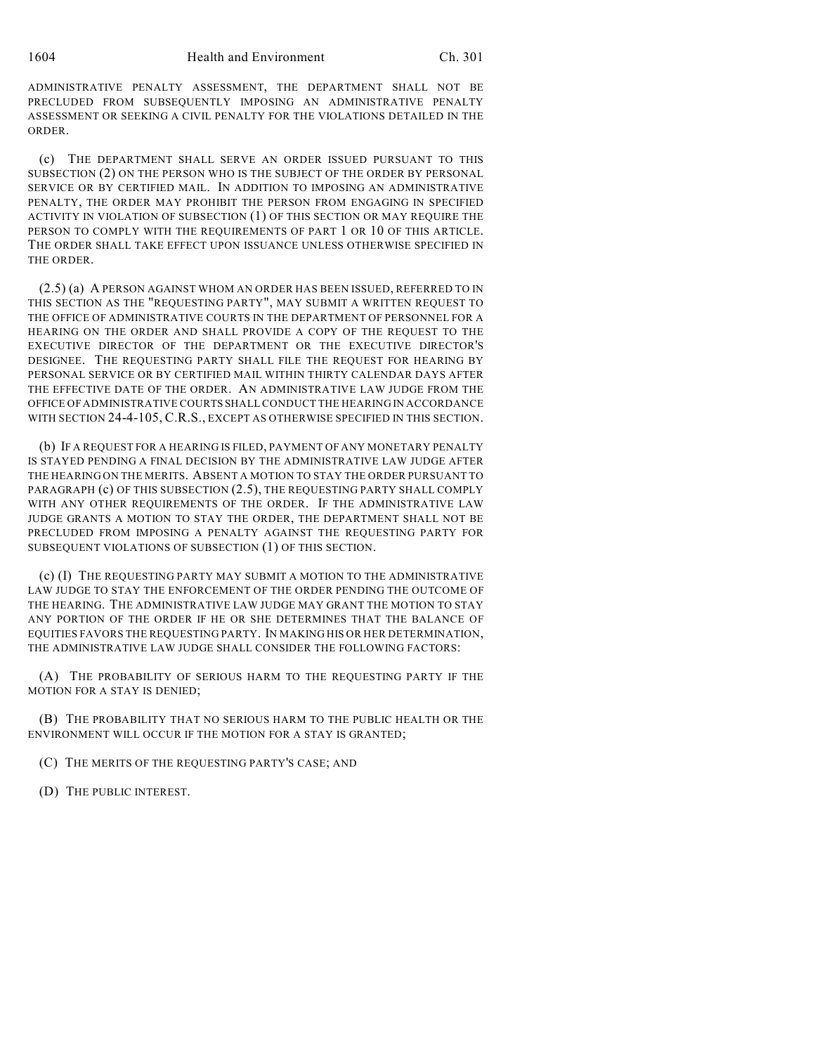ADMINISTRATIVE PENALTY ASSESSMENT, THE DEPARTMENT SHALL NOT BE PRECLUDED FROM SUBSEQUENTLY IMPOSING AN ADMINISTRATIVE PENALTY ASSESSMENT OR SEEKING A CIVIL PENALTY FOR THE VIOLATIONS DETAILED IN THE ORDER.

(c) THE DEPARTMENT SHALL SERVE AN ORDER ISSUED PURSUANT TO THIS SUBSECTION (2) ON THE PERSON WHO IS THE SUBJECT OF THE ORDER BY PERSONAL SERVICE OR BY CERTIFIED MAIL. IN ADDITION TO IMPOSING AN ADMINISTRATIVE PENALTY, THE ORDER MAY PROHIBIT THE PERSON FROM ENGAGING IN SPECIFIED ACTIVITY IN VIOLATION OF SUBSECTION (1) OF THIS SECTION OR MAY REQUIRE THE PERSON TO COMPLY WITH THE REQUIREMENTS OF PART 1 OR 10 OF THIS ARTICLE. THE ORDER SHALL TAKE EFFECT UPON ISSUANCE UNLESS OTHERWISE SPECIFIED IN THE ORDER.

(2.5) (a) A PERSON AGAINST WHOM AN ORDER HAS BEEN ISSUED, REFERRED TO IN THIS SECTION AS THE "REQUESTING PARTY", MAY SUBMIT A WRITTEN REQUEST TO THE OFFICE OF ADMINISTRATIVE COURTS IN THE DEPARTMENT OF PERSONNEL FOR A HEARING ON THE ORDER AND SHALL PROVIDE A COPY OF THE REQUEST TO THE EXECUTIVE DIRECTOR OF THE DEPARTMENT OR THE EXECUTIVE DIRECTOR'S DESIGNEE. THE REQUESTING PARTY SHALL FILE THE REQUEST FOR HEARING BY PERSONAL SERVICE OR BY CERTIFIED MAIL WITHIN THIRTY CALENDAR DAYS AFTER THE EFFECTIVE DATE OF THE ORDER. AN ADMINISTRATIVE LAW JUDGE FROM THE OFFICE OF ADMINISTRATIVE COURTS SHALL CONDUCT THE HEARING IN ACCORDANCE WITH SECTION 24-4-105, C.R.S., EXCEPT AS OTHERWISE SPECIFIED IN THIS SECTION.

(b) IF A REQUEST FOR A HEARING IS FILED, PAYMENT OF ANY MONETARY PENALTY IS STAYED PENDING A FINAL DECISION BY THE ADMINISTRATIVE LAW JUDGE AFTER THE HEARING ON THE MERITS. ABSENT A MOTION TO STAY THE ORDER PURSUANT TO PARAGRAPH (c) OF THIS SUBSECTION (2.5), THE REQUESTING PARTY SHALL COMPLY WITH ANY OTHER REQUIREMENTS OF THE ORDER. IF THE ADMINISTRATIVE LAW JUDGE GRANTS A MOTION TO STAY THE ORDER, THE DEPARTMENT SHALL NOT BE PRECLUDED FROM IMPOSING A PENALTY AGAINST THE REQUESTING PARTY FOR SUBSEQUENT VIOLATIONS OF SUBSECTION (1) OF THIS SECTION.

(c) (I) THE REQUESTING PARTY MAY SUBMIT A MOTION TO THE ADMINISTRATIVE LAW JUDGE TO STAY THE ENFORCEMENT OF THE ORDER PENDING THE OUTCOME OF THE HEARING. THE ADMINISTRATIVE LAW JUDGE MAY GRANT THE MOTION TO STAY ANY PORTION OF THE ORDER IF HE OR SHE DETERMINES THAT THE BALANCE OF EQUITIES FAVORS THE REQUESTING PARTY. IN MAKING HIS OR HER DETERMINATION, THE ADMINISTRATIVE LAW JUDGE SHALL CONSIDER THE FOLLOWING FACTORS:

(A) THE PROBABILITY OF SERIOUS HARM TO THE REQUESTING PARTY IF THE MOTION FOR A STAY IS DENIED;

(B) THE PROBABILITY THAT NO SERIOUS HARM TO THE PUBLIC HEALTH OR THE ENVIRONMENT WILL OCCUR IF THE MOTION FOR A STAY IS GRANTED;

(C) THE MERITS OF THE REQUESTING PARTY'S CASE; AND

(D) THE PUBLIC INTEREST.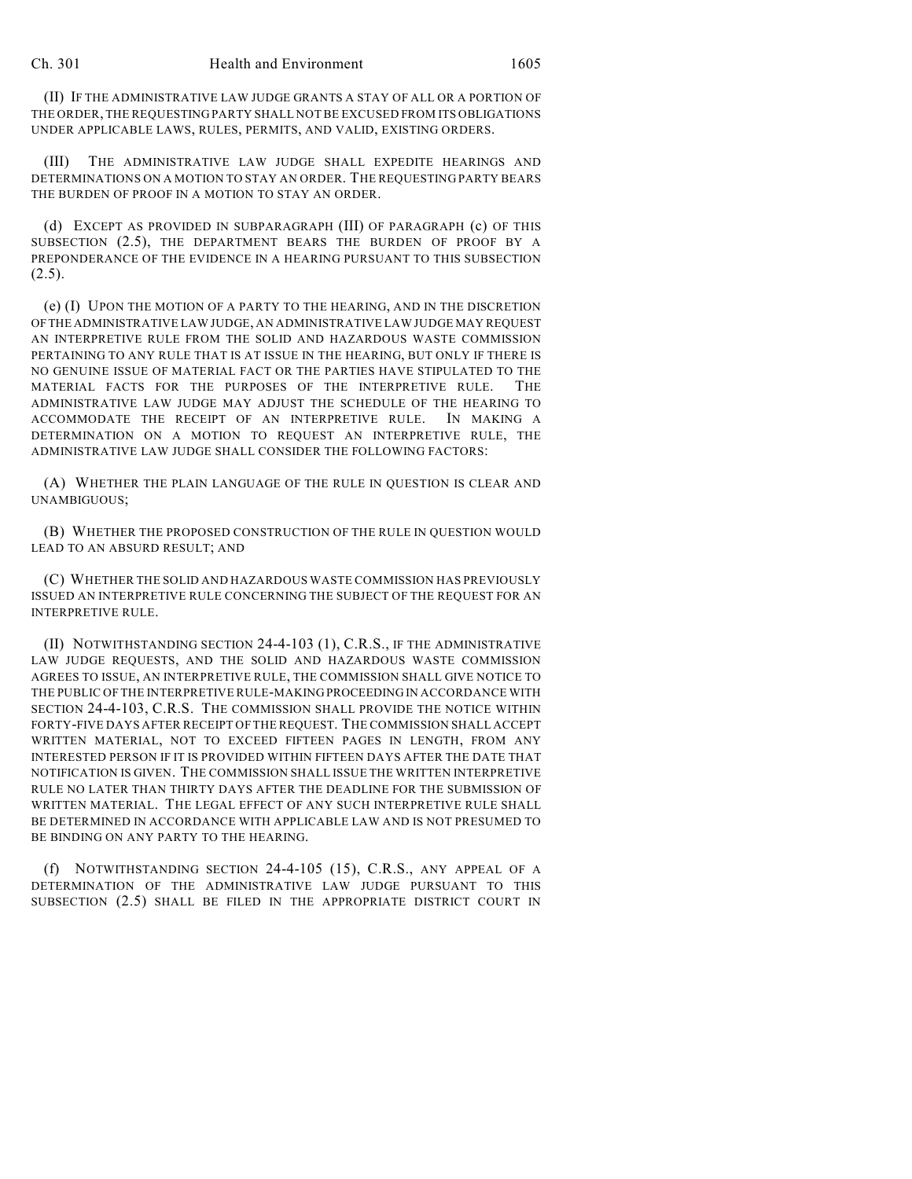(II) IF THE ADMINISTRATIVE LAW JUDGE GRANTS A STAY OF ALL OR A PORTION OF THE ORDER, THE REQUESTING PARTY SHALL NOT BE EXCUSED FROM ITS OBLIGATIONS UNDER APPLICABLE LAWS, RULES, PERMITS, AND VALID, EXISTING ORDERS.

(III) THE ADMINISTRATIVE LAW JUDGE SHALL EXPEDITE HEARINGS AND DETERMINATIONS ON A MOTION TO STAY AN ORDER. THE REQUESTING PARTY BEARS THE BURDEN OF PROOF IN A MOTION TO STAY AN ORDER.

(d) EXCEPT AS PROVIDED IN SUBPARAGRAPH (III) OF PARAGRAPH (c) OF THIS SUBSECTION (2.5), THE DEPARTMENT BEARS THE BURDEN OF PROOF BY A PREPONDERANCE OF THE EVIDENCE IN A HEARING PURSUANT TO THIS SUBSECTION (2.5).

(e) (I) UPON THE MOTION OF A PARTY TO THE HEARING, AND IN THE DISCRETION OF THE ADMINISTRATIVE LAW JUDGE, AN ADMINISTRATIVE LAW JUDGE MAY REQUEST AN INTERPRETIVE RULE FROM THE SOLID AND HAZARDOUS WASTE COMMISSION PERTAINING TO ANY RULE THAT IS AT ISSUE IN THE HEARING, BUT ONLY IF THERE IS NO GENUINE ISSUE OF MATERIAL FACT OR THE PARTIES HAVE STIPULATED TO THE MATERIAL FACTS FOR THE PURPOSES OF THE INTERPRETIVE RULE. THE ADMINISTRATIVE LAW JUDGE MAY ADJUST THE SCHEDULE OF THE HEARING TO ACCOMMODATE THE RECEIPT OF AN INTERPRETIVE RULE. IN MAKING A DETERMINATION ON A MOTION TO REQUEST AN INTERPRETIVE RULE, THE ADMINISTRATIVE LAW JUDGE SHALL CONSIDER THE FOLLOWING FACTORS:

(A) WHETHER THE PLAIN LANGUAGE OF THE RULE IN QUESTION IS CLEAR AND UNAMBIGUOUS;

(B) WHETHER THE PROPOSED CONSTRUCTION OF THE RULE IN QUESTION WOULD LEAD TO AN ABSURD RESULT; AND

(C) WHETHER THE SOLID AND HAZARDOUS WASTE COMMISSION HAS PREVIOUSLY ISSUED AN INTERPRETIVE RULE CONCERNING THE SUBJECT OF THE REQUEST FOR AN INTERPRETIVE RULE.

(II) NOTWITHSTANDING SECTION 24-4-103 (1), C.R.S., IF THE ADMINISTRATIVE LAW JUDGE REQUESTS, AND THE SOLID AND HAZARDOUS WASTE COMMISSION AGREES TO ISSUE, AN INTERPRETIVE RULE, THE COMMISSION SHALL GIVE NOTICE TO THE PUBLIC OF THE INTERPRETIVE RULE-MAKING PROCEEDING IN ACCORDANCE WITH SECTION 24-4-103, C.R.S. THE COMMISSION SHALL PROVIDE THE NOTICE WITHIN FORTY-FIVE DAYS AFTER RECEIPT OF THE REQUEST. THE COMMISSION SHALL ACCEPT WRITTEN MATERIAL, NOT TO EXCEED FIFTEEN PAGES IN LENGTH, FROM ANY INTERESTED PERSON IF IT IS PROVIDED WITHIN FIFTEEN DAYS AFTER THE DATE THAT NOTIFICATION IS GIVEN. THE COMMISSION SHALL ISSUE THE WRITTEN INTERPRETIVE RULE NO LATER THAN THIRTY DAYS AFTER THE DEADLINE FOR THE SUBMISSION OF WRITTEN MATERIAL. THE LEGAL EFFECT OF ANY SUCH INTERPRETIVE RULE SHALL BE DETERMINED IN ACCORDANCE WITH APPLICABLE LAW AND IS NOT PRESUMED TO BE BINDING ON ANY PARTY TO THE HEARING.

(f) NOTWITHSTANDING SECTION 24-4-105 (15), C.R.S., ANY APPEAL OF A DETERMINATION OF THE ADMINISTRATIVE LAW JUDGE PURSUANT TO THIS SUBSECTION (2.5) SHALL BE FILED IN THE APPROPRIATE DISTRICT COURT IN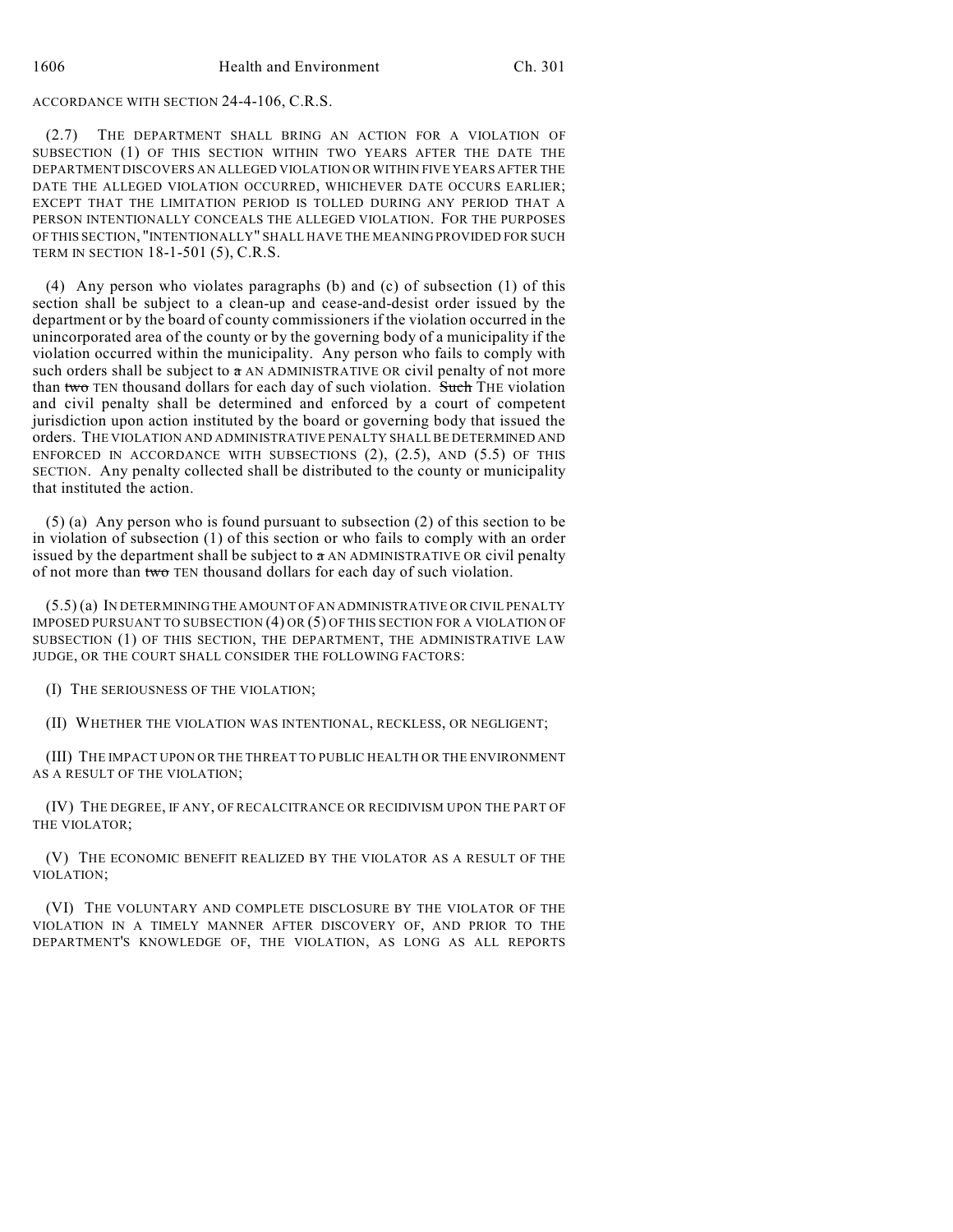ACCORDANCE WITH SECTION 24-4-106, C.R.S.

(2.7) THE DEPARTMENT SHALL BRING AN ACTION FOR A VIOLATION OF SUBSECTION (1) OF THIS SECTION WITHIN TWO YEARS AFTER THE DATE THE DEPARTMENT DISCOVERS AN ALLEGED VIOLATION OR WITHIN FIVE YEARS AFTER THE DATE THE ALLEGED VIOLATION OCCURRED, WHICHEVER DATE OCCURS EARLIER; EXCEPT THAT THE LIMITATION PERIOD IS TOLLED DURING ANY PERIOD THAT A PERSON INTENTIONALLY CONCEALS THE ALLEGED VIOLATION. FOR THE PURPOSES OF THIS SECTION, "INTENTIONALLY" SHALL HAVE THE MEANING PROVIDED FOR SUCH TERM IN SECTION 18-1-501 (5), C.R.S.

(4) Any person who violates paragraphs (b) and (c) of subsection (1) of this section shall be subject to a clean-up and cease-and-desist order issued by the department or by the board of county commissioners if the violation occurred in the unincorporated area of the county or by the governing body of a municipality if the violation occurred within the municipality. Any person who fails to comply with such orders shall be subject to ~~a~~ AN ADMINISTRATIVE OR civil penalty of not more than ~~two~~ TEN thousand dollars for each day of such violation. ~~Such~~ THE violation and civil penalty shall be determined and enforced by a court of competent jurisdiction upon action instituted by the board or governing body that issued the orders. THE VIOLATION AND ADMINISTRATIVE PENALTY SHALL BE DETERMINED AND ENFORCED IN ACCORDANCE WITH SUBSECTIONS (2), (2.5), AND (5.5) OF THIS SECTION. Any penalty collected shall be distributed to the county or municipality that instituted the action.

(5) (a) Any person who is found pursuant to subsection (2) of this section to be in violation of subsection (1) of this section or who fails to comply with an order issued by the department shall be subject to ~~a~~ AN ADMINISTRATIVE OR civil penalty of not more than ~~two~~ TEN thousand dollars for each day of such violation.

(5.5) (a) IN DETERMINING THE AMOUNT OF AN ADMINISTRATIVE OR CIVIL PENALTY IMPOSED PURSUANT TO SUBSECTION (4) OR (5) OF THIS SECTION FOR A VIOLATION OF SUBSECTION (1) OF THIS SECTION, THE DEPARTMENT, THE ADMINISTRATIVE LAW JUDGE, OR THE COURT SHALL CONSIDER THE FOLLOWING FACTORS:

(I) THE SERIOUSNESS OF THE VIOLATION;

(II) WHETHER THE VIOLATION WAS INTENTIONAL, RECKLESS, OR NEGLIGENT;

(III) THE IMPACT UPON OR THE THREAT TO PUBLIC HEALTH OR THE ENVIRONMENT AS A RESULT OF THE VIOLATION;

(IV) THE DEGREE, IF ANY, OF RECALCITRANCE OR RECIDIVISM UPON THE PART OF THE VIOLATOR;

(V) THE ECONOMIC BENEFIT REALIZED BY THE VIOLATOR AS A RESULT OF THE VIOLATION;

(VI) THE VOLUNTARY AND COMPLETE DISCLOSURE BY THE VIOLATOR OF THE VIOLATION IN A TIMELY MANNER AFTER DISCOVERY OF, AND PRIOR TO THE DEPARTMENT'S KNOWLEDGE OF, THE VIOLATION, AS LONG AS ALL REPORTS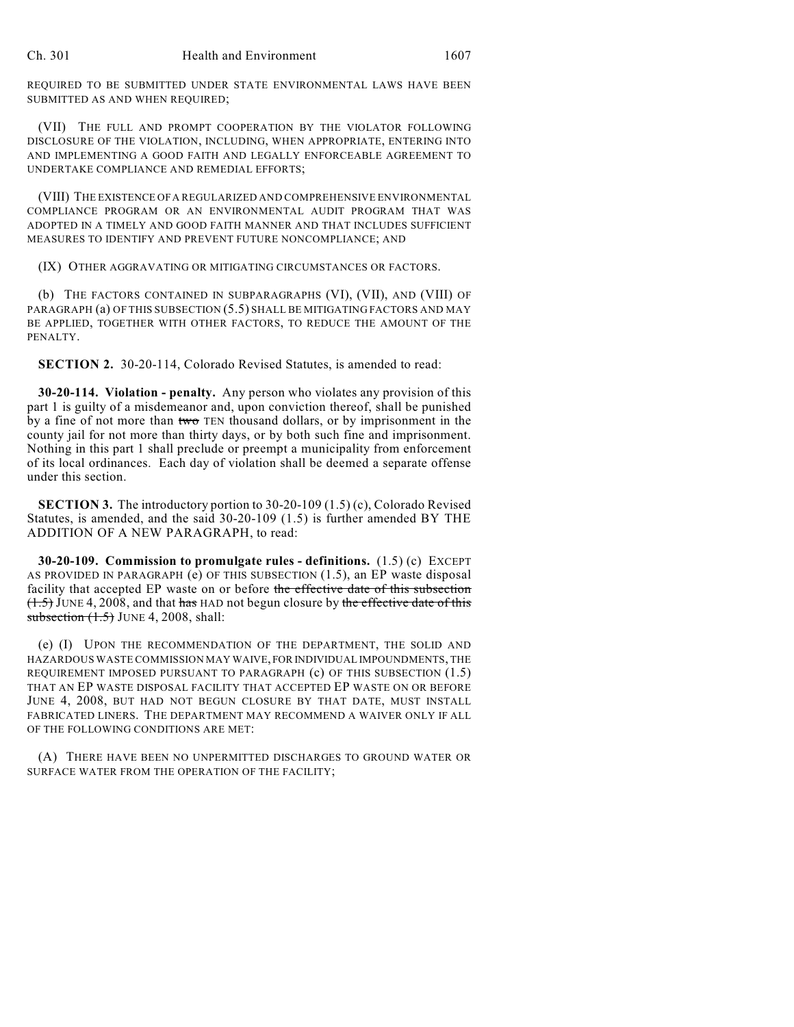REQUIRED TO BE SUBMITTED UNDER STATE ENVIRONMENTAL LAWS HAVE BEEN SUBMITTED AS AND WHEN REQUIRED;

(VII) THE FULL AND PROMPT COOPERATION BY THE VIOLATOR FOLLOWING DISCLOSURE OF THE VIOLATION, INCLUDING, WHEN APPROPRIATE, ENTERING INTO AND IMPLEMENTING A GOOD FAITH AND LEGALLY ENFORCEABLE AGREEMENT TO UNDERTAKE COMPLIANCE AND REMEDIAL EFFORTS;

(VIII) THE EXISTENCE OF A REGULARIZED AND COMPREHENSIVE ENVIRONMENTAL COMPLIANCE PROGRAM OR AN ENVIRONMENTAL AUDIT PROGRAM THAT WAS ADOPTED IN A TIMELY AND GOOD FAITH MANNER AND THAT INCLUDES SUFFICIENT MEASURES TO IDENTIFY AND PREVENT FUTURE NONCOMPLIANCE; AND

(IX) OTHER AGGRAVATING OR MITIGATING CIRCUMSTANCES OR FACTORS.

(b) THE FACTORS CONTAINED IN SUBPARAGRAPHS (VI), (VII), AND (VIII) OF PARAGRAPH (a) OF THIS SUBSECTION (5.5) SHALL BE MITIGATING FACTORS AND MAY BE APPLIED, TOGETHER WITH OTHER FACTORS, TO REDUCE THE AMOUNT OF THE PENALTY.

**SECTION 2.** 30-20-114, Colorado Revised Statutes, is amended to read:

**30-20-114. Violation - penalty.** Any person who violates any provision of this part 1 is guilty of a misdemeanor and, upon conviction thereof, shall be punished by a fine of not more than ~~two~~ TEN thousand dollars, or by imprisonment in the county jail for not more than thirty days, or by both such fine and imprisonment. Nothing in this part 1 shall preclude or preempt a municipality from enforcement of its local ordinances. Each day of violation shall be deemed a separate offense under this section.

**SECTION 3.** The introductory portion to 30-20-109 (1.5) (c), Colorado Revised Statutes, is amended, and the said 30-20-109 (1.5) is further amended BY THE ADDITION OF A NEW PARAGRAPH, to read:

**30-20-109. Commission to promulgate rules - definitions.** (1.5) (c) EXCEPT AS PROVIDED IN PARAGRAPH (e) OF THIS SUBSECTION (1.5), an EP waste disposal facility that accepted EP waste on or before ~~the effective date of this subsection (1.5)~~ JUNE 4, 2008, and that ~~has~~ HAD not begun closure by ~~the effective date of this subsection (1.5)~~ JUNE 4, 2008, shall:

(e) (I) UPON THE RECOMMENDATION OF THE DEPARTMENT, THE SOLID AND HAZARDOUS WASTE COMMISSION MAY WAIVE, FOR INDIVIDUAL IMPOUNDMENTS, THE REQUIREMENT IMPOSED PURSUANT TO PARAGRAPH (c) OF THIS SUBSECTION (1.5) THAT AN EP WASTE DISPOSAL FACILITY THAT ACCEPTED EP WASTE ON OR BEFORE JUNE 4, 2008, BUT HAD NOT BEGUN CLOSURE BY THAT DATE, MUST INSTALL FABRICATED LINERS. THE DEPARTMENT MAY RECOMMEND A WAIVER ONLY IF ALL OF THE FOLLOWING CONDITIONS ARE MET:

(A) THERE HAVE BEEN NO UNPERMITTED DISCHARGES TO GROUND WATER OR SURFACE WATER FROM THE OPERATION OF THE FACILITY;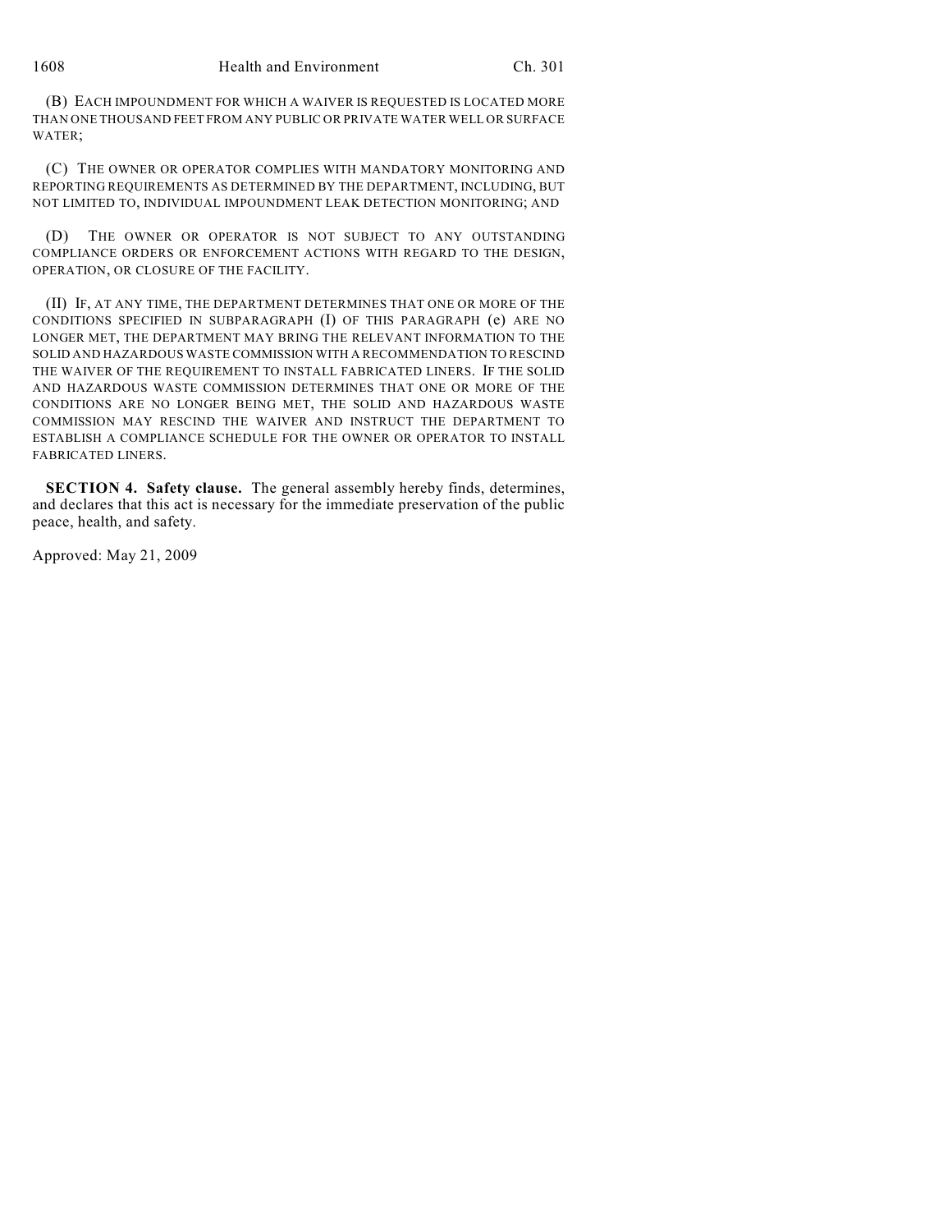(B) EACH IMPOUNDMENT FOR WHICH A WAIVER IS REQUESTED IS LOCATED MORE THAN ONE THOUSAND FEET FROM ANY PUBLIC OR PRIVATE WATER WELL OR SURFACE WATER;

(C) THE OWNER OR OPERATOR COMPLIES WITH MANDATORY MONITORING AND REPORTING REQUIREMENTS AS DETERMINED BY THE DEPARTMENT, INCLUDING, BUT NOT LIMITED TO, INDIVIDUAL IMPOUNDMENT LEAK DETECTION MONITORING; AND

(D) THE OWNER OR OPERATOR IS NOT SUBJECT TO ANY OUTSTANDING COMPLIANCE ORDERS OR ENFORCEMENT ACTIONS WITH REGARD TO THE DESIGN, OPERATION, OR CLOSURE OF THE FACILITY.

(II) IF, AT ANY TIME, THE DEPARTMENT DETERMINES THAT ONE OR MORE OF THE CONDITIONS SPECIFIED IN SUBPARAGRAPH (I) OF THIS PARAGRAPH (e) ARE NO LONGER MET, THE DEPARTMENT MAY BRING THE RELEVANT INFORMATION TO THE SOLID AND HAZARDOUS WASTE COMMISSION WITH A RECOMMENDATION TO RESCIND THE WAIVER OF THE REQUIREMENT TO INSTALL FABRICATED LINERS. IF THE SOLID AND HAZARDOUS WASTE COMMISSION DETERMINES THAT ONE OR MORE OF THE CONDITIONS ARE NO LONGER BEING MET, THE SOLID AND HAZARDOUS WASTE COMMISSION MAY RESCIND THE WAIVER AND INSTRUCT THE DEPARTMENT TO ESTABLISH A COMPLIANCE SCHEDULE FOR THE OWNER OR OPERATOR TO INSTALL FABRICATED LINERS.

**SECTION 4. Safety clause.** The general assembly hereby finds, determines, and declares that this act is necessary for the immediate preservation of the public peace, health, and safety.

Approved: May 21, 2009